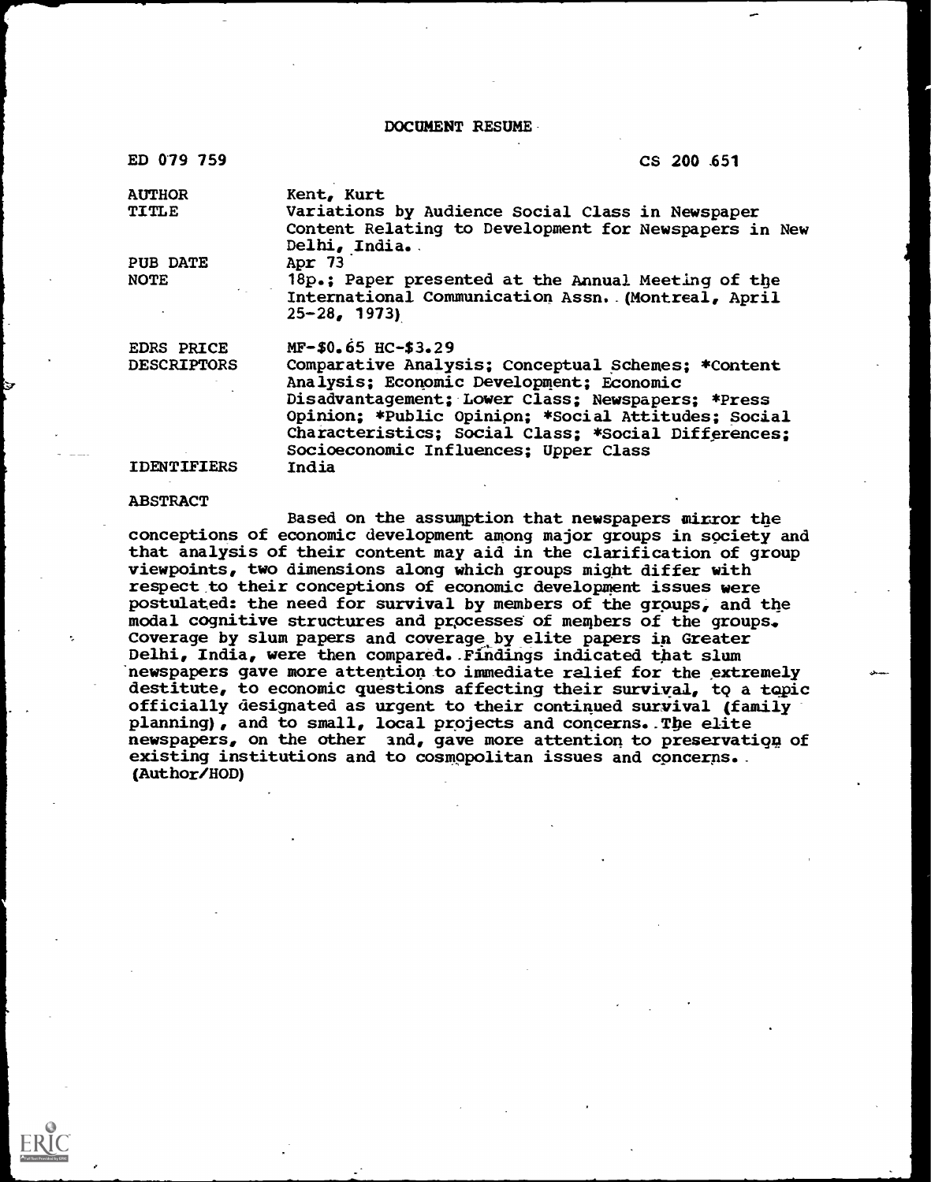# DOCUMENT RESUME

| | |
|---|---|
| ED 079 759 | CS 200 651 |
| AUTHOR | Kent, Kurt |
| TITLE | Variations by Audience Social Class in Newspaper Content Relating to Development for Newspapers in New Delhi, India. |
| PUB DATE | Apr 73 |
| NOTE | 18p.; Paper presented at the Annual Meeting of the International Communication Assn. (Montreal, April 25-28, 1973) |
| EDRS PRICE | MF-$0.65 HC-$3.29 |
| DESCRIPTORS | Comparative Analysis; Conceptual Schemes; *Content Analysis; Economic Development; Economic Disadvantagement; Lower Class; Newspapers; *Press Opinion; *Public Opinion; *Social Attitudes; Social Characteristics; Social Class; *Social Differences; Socioeconomic Influences; Upper Class |
| IDENTIFIERS | India |

## ABSTRACT

Based on the assumption that newspapers mirror the conceptions of economic development among major groups in society and that analysis of their content may aid in the clarification of group viewpoints, two dimensions along which groups might differ with respect to their conceptions of economic development issues were postulated: the need for survival by members of the groups, and the modal cognitive structures and processes of members of the groups. Coverage by slum papers and coverage by elite papers in Greater Delhi, India, were then compared. Findings indicated that slum newspapers gave more attention to immediate relief for the extremely destitute, to economic questions affecting their survival, to a topic officially designated as urgent to their continued survival (family planning), and to small, local projects and concerns. The elite newspapers, on the other and, gave more attention to preservation of existing institutions and to cosmopolitan issues and concerns. (Author/HOD)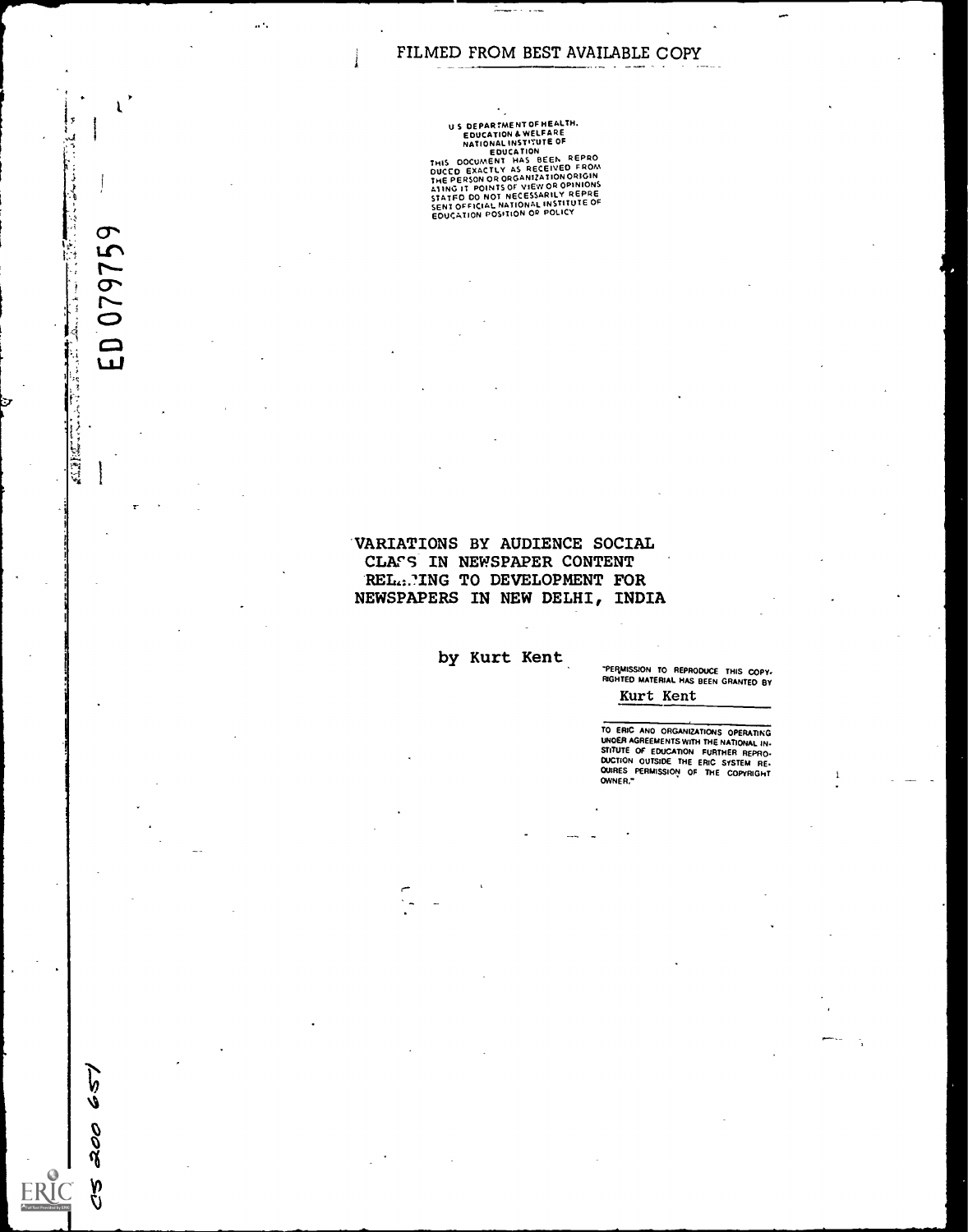FILMED FROM BEST AVAILABLE COPY

U S DEPARTMENT OF HEALTH, EDUCATION & WELFARE
NATIONAL INSTITUTE OF EDUCATION
THIS DOCUMENT HAS BEEN REPRODUCED EXACTLY AS RECEIVED FROM THE PERSON OR ORGANIZATION ORIGINATING IT POINTS OF VIEW OR OPINIONS STATED DO NOT NECESSARILY REPRESENT OFFICIAL NATIONAL INSTITUTE OF EDUCATION POSITION OR POLICY

ED 079759

# VARIATIONS BY AUDIENCE SOCIAL CLASS IN NEWSPAPER CONTENT RELATING TO DEVELOPMENT FOR NEWSPAPERS IN NEW DELHI, INDIA

by Kurt Kent

"PERMISSION TO REPRODUCE THIS COPYRIGHTED MATERIAL HAS BEEN GRANTED BY

Kurt Kent

TO ERIC AND ORGANIZATIONS OPERATING UNDER AGREEMENTS WITH THE NATIONAL INSTITUTE OF EDUCATION FURTHER REPRODUCTION OUTSIDE THE ERIC SYSTEM REQUIRES PERMISSION OF THE COPYRIGHT OWNER."

CS 200 651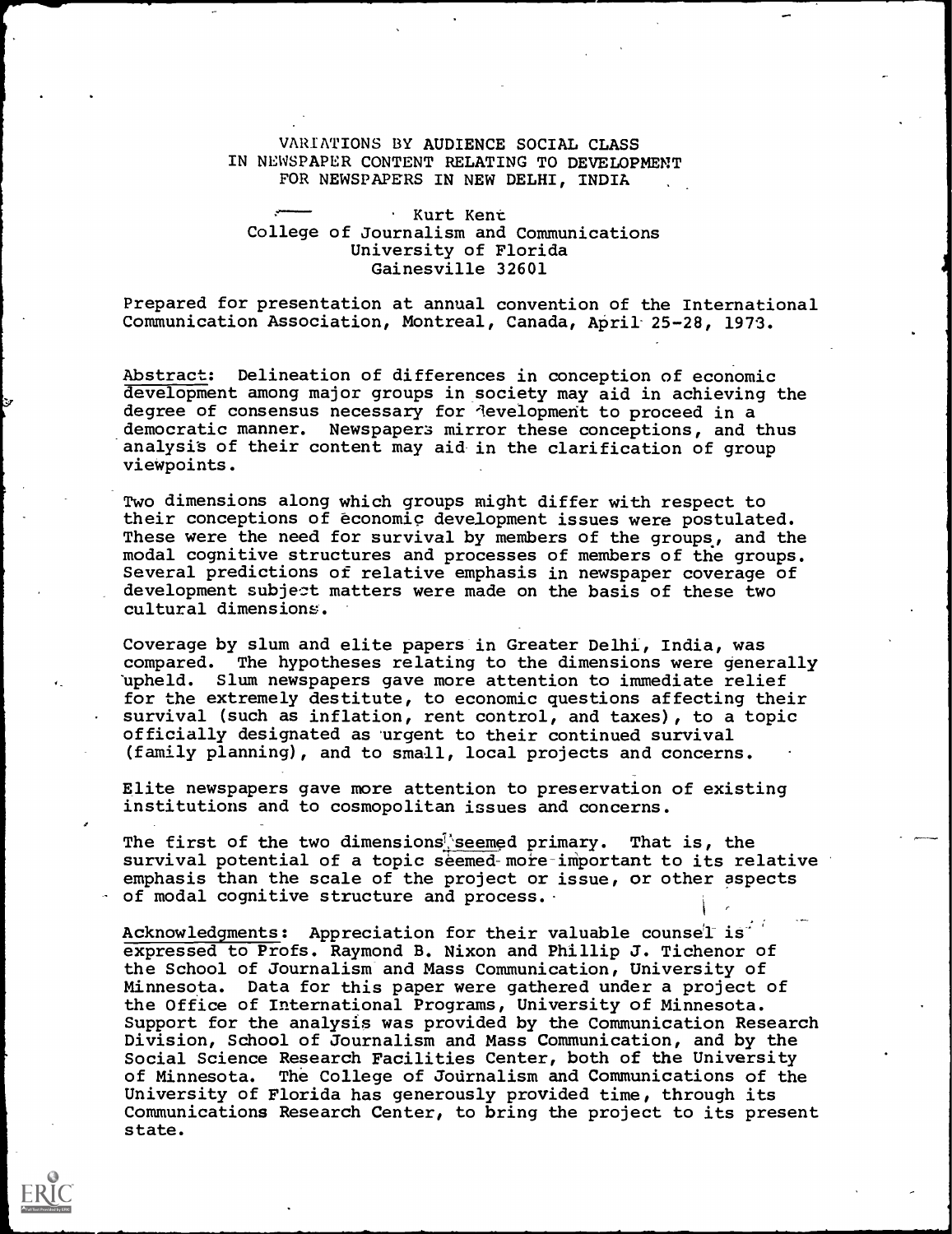VARIATIONS BY AUDIENCE SOCIAL CLASS
IN NEWSPAPER CONTENT RELATING TO DEVELOPMENT
FOR NEWSPAPERS IN NEW DELHI, INDIA

Kurt Kent
College of Journalism and Communications
University of Florida
Gainesville 32601

Prepared for presentation at annual convention of the International Communication Association, Montreal, Canada, April 25-28, 1973.

Abstract: Delineation of differences in conception of economic development among major groups in society may aid in achieving the degree of consensus necessary for development to proceed in a democratic manner. Newspapers mirror these conceptions, and thus analysis of their content may aid in the clarification of group viewpoints.

Two dimensions along which groups might differ with respect to their conceptions of economic development issues were postulated. These were the need for survival by members of the groups, and the modal cognitive structures and processes of members of the groups. Several predictions of relative emphasis in newspaper coverage of development subject matters were made on the basis of these two cultural dimensions.

Coverage by slum and elite papers in Greater Delhi, India, was compared. The hypotheses relating to the dimensions were generally upheld. Slum newspapers gave more attention to immediate relief for the extremely destitute, to economic questions affecting their survival (such as inflation, rent control, and taxes), to a topic officially designated as urgent to their continued survival (family planning), and to small, local projects and concerns.

Elite newspapers gave more attention to preservation of existing institutions and to cosmopolitan issues and concerns.

The first of the two dimensions seemed primary. That is, the survival potential of a topic seemed more important to its relative emphasis than the scale of the project or issue, or other aspects of modal cognitive structure and process.

Acknowledgments: Appreciation for their valuable counsel is expressed to Profs. Raymond B. Nixon and Phillip J. Tichenor of the School of Journalism and Mass Communication, University of Minnesota. Data for this paper were gathered under a project of the Office of International Programs, University of Minnesota. Support for the analysis was provided by the Communication Research Division, School of Journalism and Mass Communication, and by the Social Science Research Facilities Center, both of the University of Minnesota. The College of Journalism and Communications of the University of Florida has generously provided time, through its Communications Research Center, to bring the project to its present state.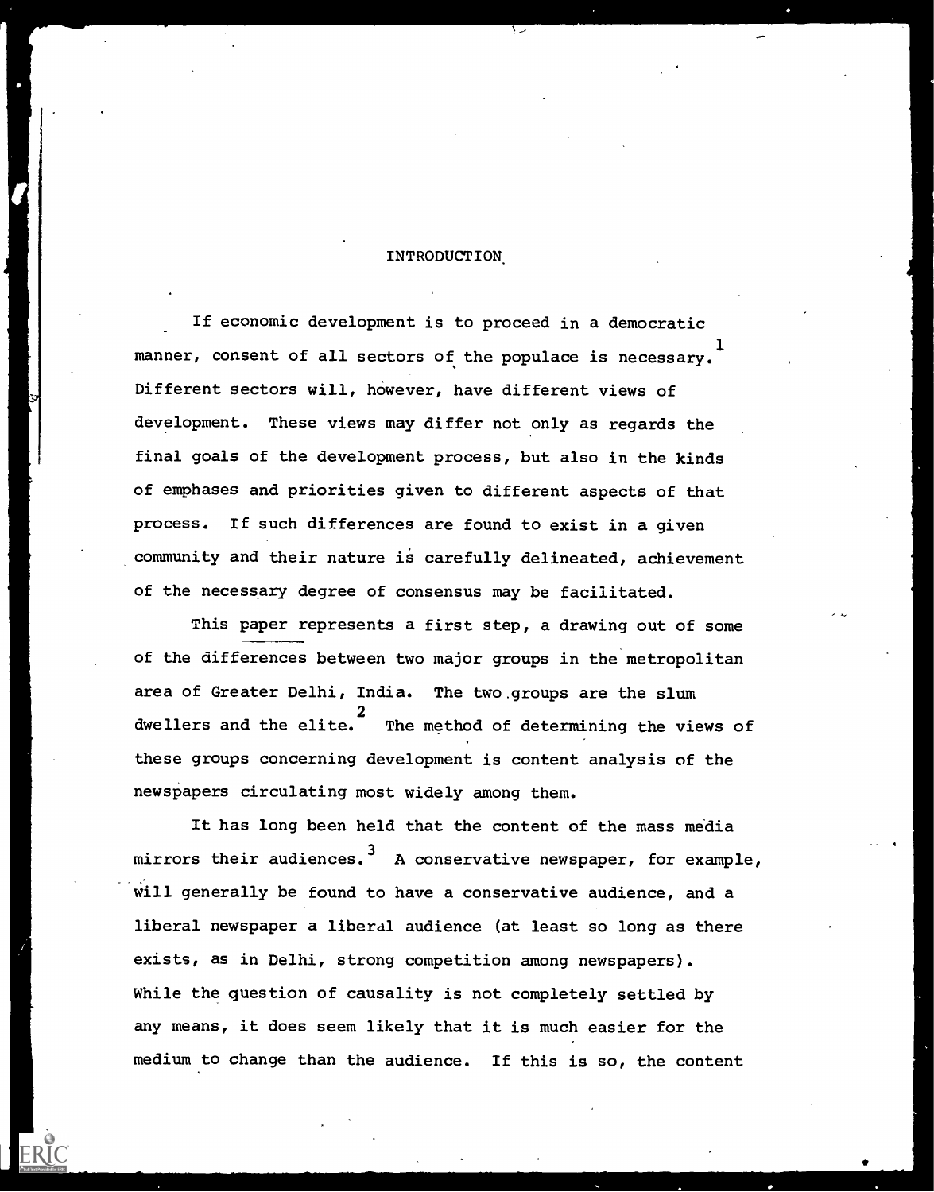# INTRODUCTION

If economic development is to proceed in a democratic manner, consent of all sectors of the populace is necessary.[1] Different sectors will, however, have different views of development. These views may differ not only as regards the final goals of the development process, but also in the kinds of emphases and priorities given to different aspects of that process. If such differences are found to exist in a given community and their nature is carefully delineated, achievement of the necessary degree of consensus may be facilitated.

This paper represents a first step, a drawing out of some of the differences between two major groups in the metropolitan area of Greater Delhi, India. The two groups are the slum dwellers and the elite.[2] The method of determining the views of these groups concerning development is content analysis of the newspapers circulating most widely among them.

It has long been held that the content of the mass media mirrors their audiences.[3] A conservative newspaper, for example, will generally be found to have a conservative audience, and a liberal newspaper a liberal audience (at least so long as there exists, as in Delhi, strong competition among newspapers). While the question of causality is not completely settled by any means, it does seem likely that it is much easier for the medium to change than the audience. If this is so, the content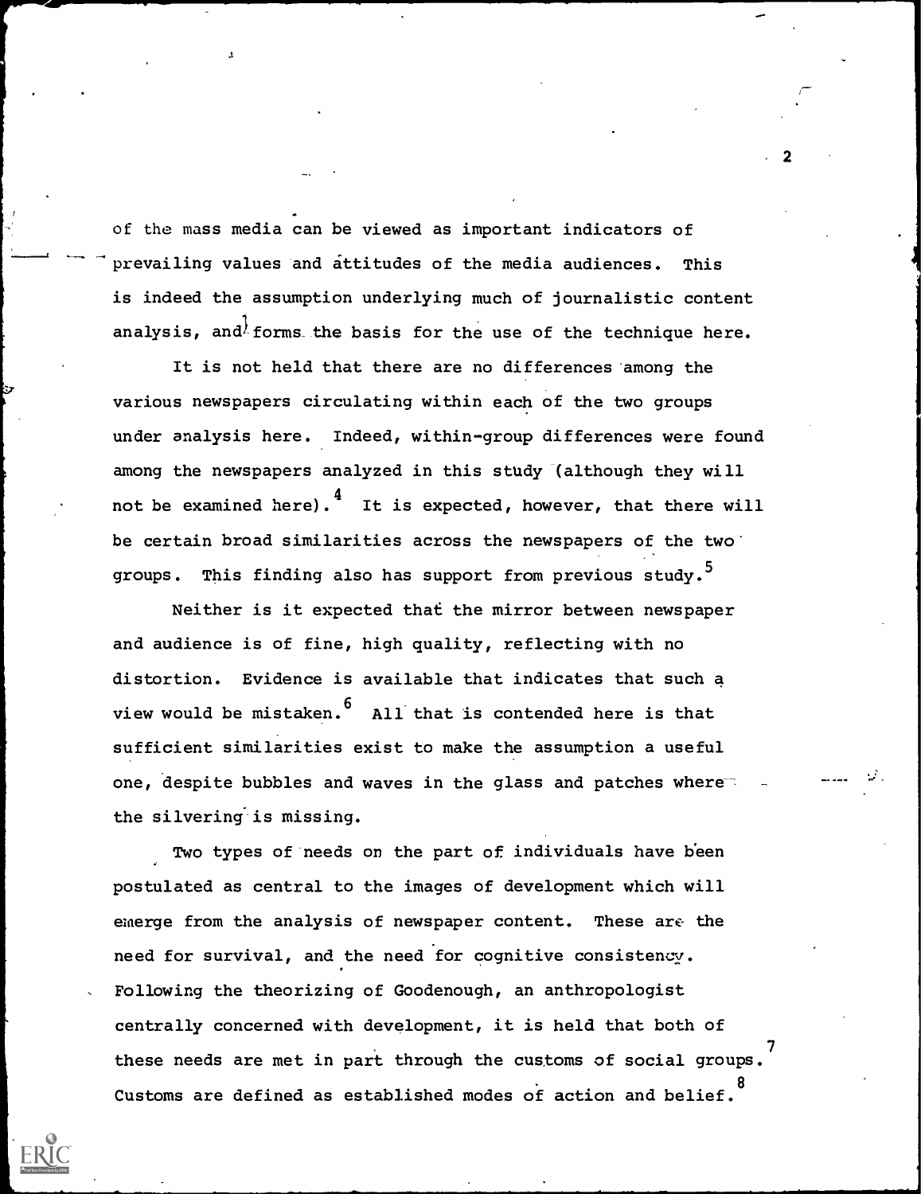of the mass media can be viewed as important indicators of prevailing values and attitudes of the media audiences. This is indeed the assumption underlying much of journalistic content analysis, and forms the basis for the use of the technique here.

It is not held that there are no differences among the various newspapers circulating within each of the two groups under analysis here. Indeed, within-group differences were found among the newspapers analyzed in this study (although they will not be examined here).[4] It is expected, however, that there will be certain broad similarities across the newspapers of the two groups. This finding also has support from previous study.[5]

Neither is it expected that the mirror between newspaper and audience is of fine, high quality, reflecting with no distortion. Evidence is available that indicates that such a view would be mistaken.[6] All that is contended here is that sufficient similarities exist to make the assumption a useful one, despite bubbles and waves in the glass and patches where the silvering is missing.

Two types of needs on the part of individuals have been postulated as central to the images of development which will emerge from the analysis of newspaper content. These are the need for survival, and the need for cognitive consistency. Following the theorizing of Goodenough, an anthropologist centrally concerned with development, it is held that both of these needs are met in part through the customs of social groups.[7] Customs are defined as established modes of action and belief.[8]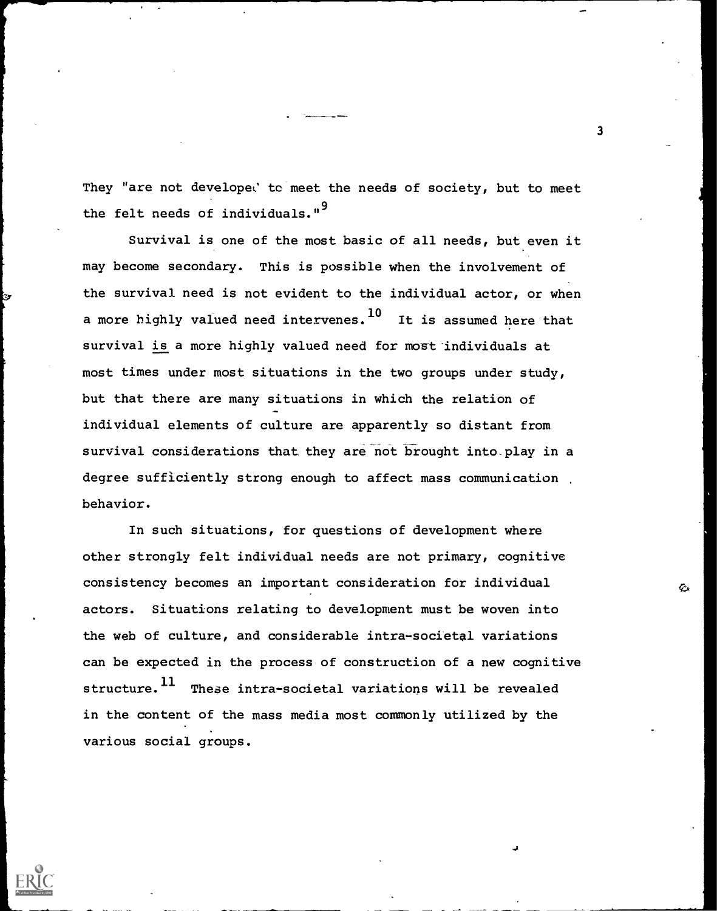They "are not developed to meet the needs of society, but to meet the felt needs of individuals."[9]

Survival is one of the most basic of all needs, but even it may become secondary. This is possible when the involvement of the survival need is not evident to the individual actor, or when a more highly valued need intervenes.[10] It is assumed here that survival _is_ a more highly valued need for most individuals at most times under most situations in the two groups under study, but that there are many situations in which the relation of individual elements of culture are apparently so distant from survival considerations that they are not brought into play in a degree sufficiently strong enough to affect mass communication behavior.

In such situations, for questions of development where other strongly felt individual needs are not primary, cognitive consistency becomes an important consideration for individual actors. Situations relating to development must be woven into the web of culture, and considerable intra-societal variations can be expected in the process of construction of a new cognitive structure.[11] These intra-societal variations will be revealed in the content of the mass media most commonly utilized by the various social groups.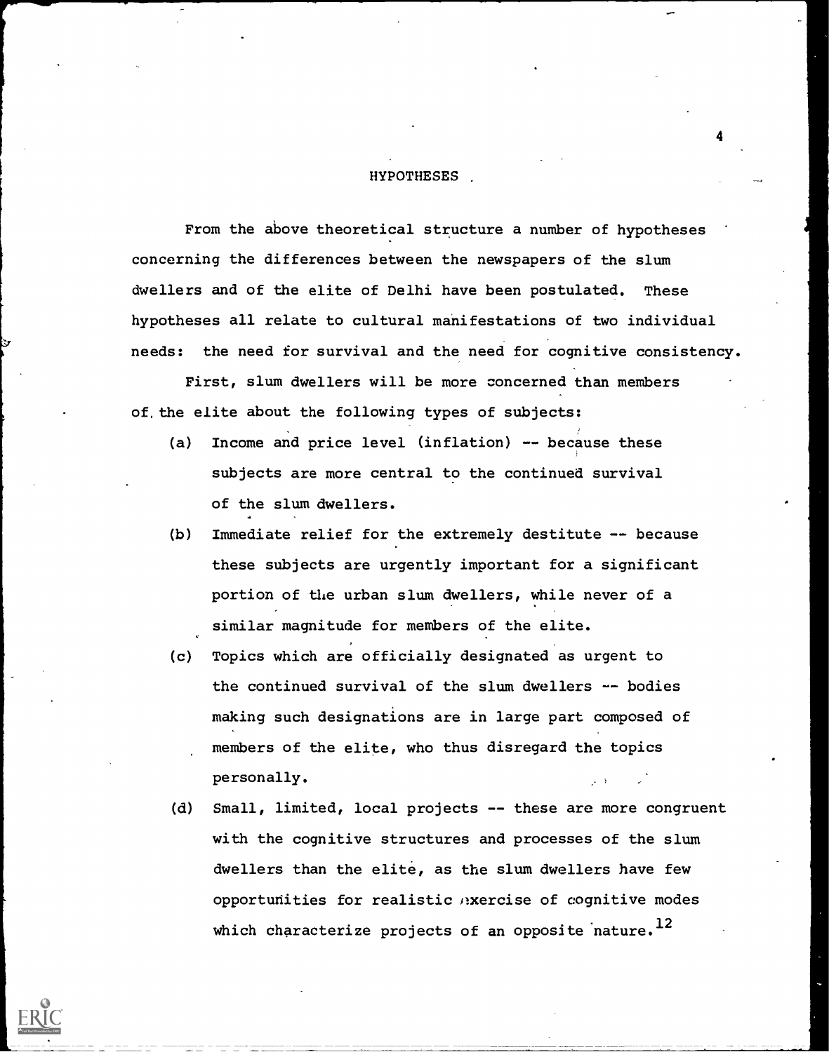## HYPOTHESES

From the above theoretical structure a number of hypotheses concerning the differences between the newspapers of the slum dwellers and of the elite of Delhi have been postulated. These hypotheses all relate to cultural manifestations of two individual needs: the need for survival and the need for cognitive consistency.

First, slum dwellers will be more concerned than members of the elite about the following types of subjects:

(a) Income and price level (inflation) -- because these subjects are more central to the continued survival of the slum dwellers.

(b) Immediate relief for the extremely destitute -- because these subjects are urgently important for a significant portion of the urban slum dwellers, while never of a similar magnitude for members of the elite.

(c) Topics which are officially designated as urgent to the continued survival of the slum dwellers -- bodies making such designations are in large part composed of members of the elite, who thus disregard the topics personally.

(d) Small, limited, local projects -- these are more congruent with the cognitive structures and processes of the slum dwellers than the elite, as the slum dwellers have few opportunities for realistic exercise of cognitive modes which characterize projects of an opposite nature.[12]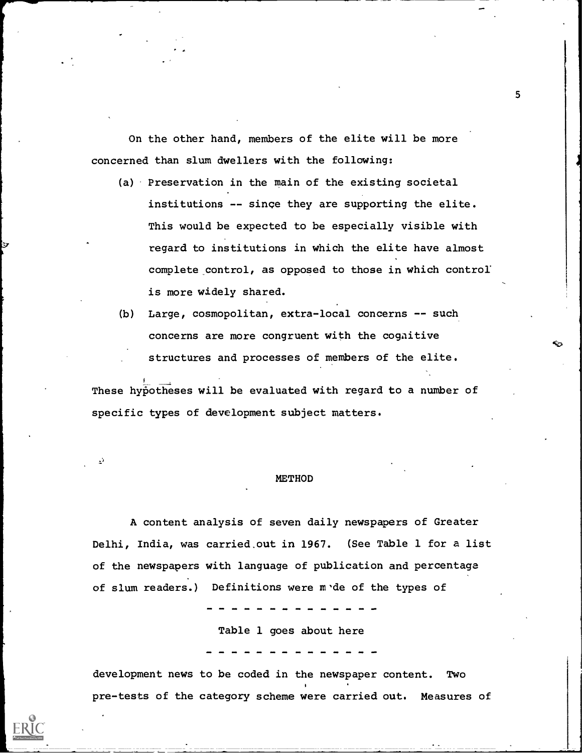On the other hand, members of the elite will be more concerned than slum dwellers with the following:

(a) Preservation in the main of the existing societal institutions -- since they are supporting the elite. This would be expected to be especially visible with regard to institutions in which the elite have almost complete control, as opposed to those in which control is more widely shared.

(b) Large, cosmopolitan, extra-local concerns -- such concerns are more congruent with the cognitive structures and processes of members of the elite.

These hypotheses will be evaluated with regard to a number of specific types of development subject matters.

## METHOD

A content analysis of seven daily newspapers of Greater Delhi, India, was carried out in 1967. (See Table 1 for a list of the newspapers with language of publication and percentage of slum readers.) Definitions were made of the types of

- - - - - - - - - - - - - -

Table 1 goes about here

- - - - - - - - - - - - - -

development news to be coded in the newspaper content. Two pre-tests of the category scheme were carried out. Measures of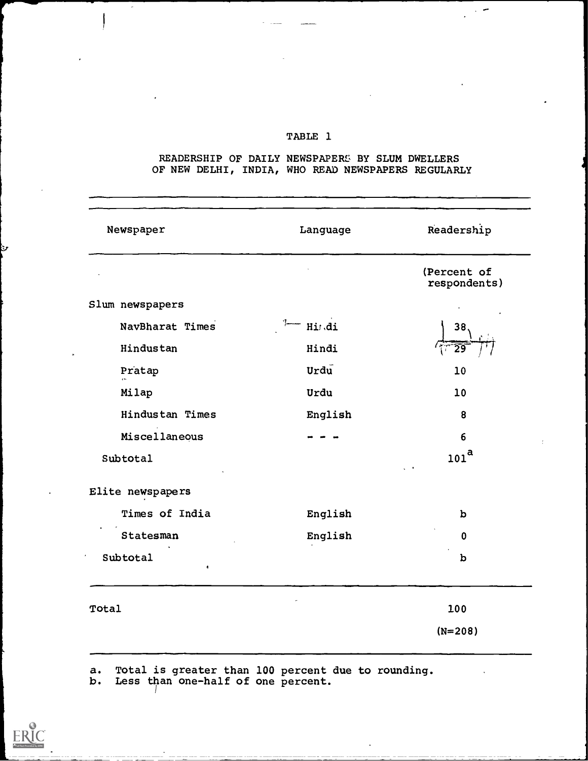TABLE 1

READERSHIP OF DAILY NEWSPAPERS BY SLUM DWELLERS OF NEW DELHI, INDIA, WHO READ NEWSPAPERS REGULARLY

| Newspaper | Language | Readership |
|---|---|---|
| | | (Percent of respondents) |
| Slum newspapers | | |
| NavBharat Times | Hindi | 38 |
| Hindustan | Hindi | 29 |
| Pratap | Urdu | 10 |
| Milap | Urdu | 10 |
| Hindustan Times | English | 8 |
| Miscellaneous | - - - | 6 |
| Subtotal | | 101[a] |
| Elite newspapers | | |
| Times of India | English | b |
| Statesman | English | 0 |
| Subtotal | | b |
| Total | | 100 |
| | | (N=208) |

a. Total is greater than 100 percent due to rounding.
b. Less than one-half of one percent.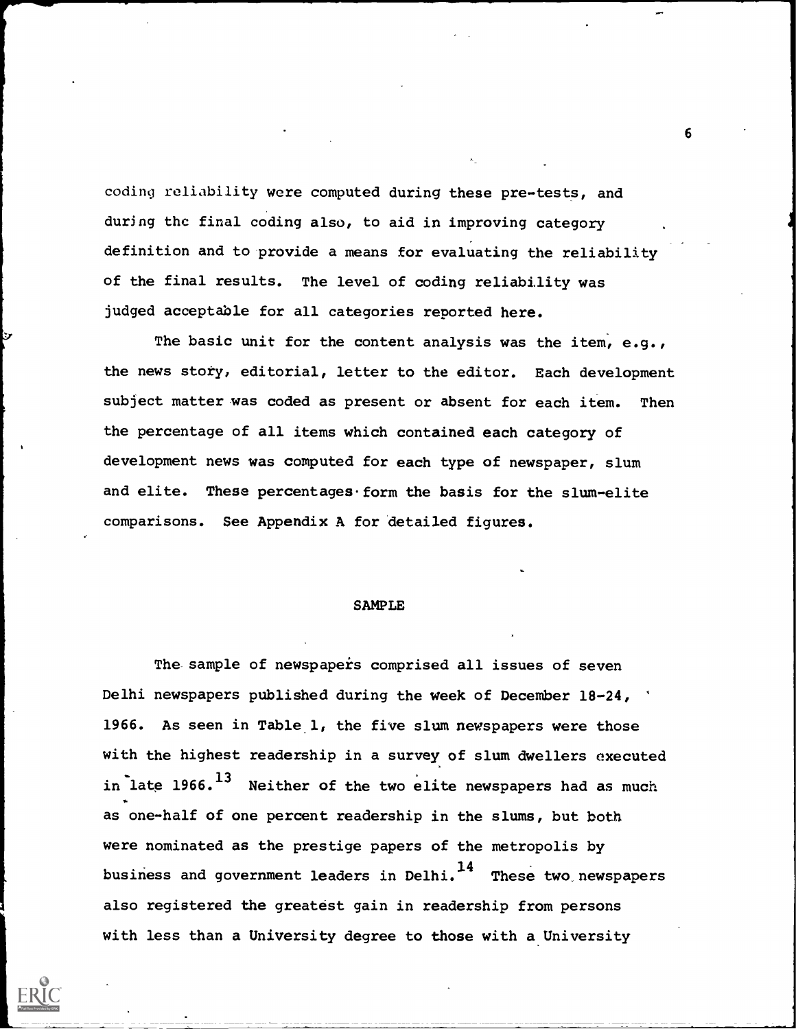coding reliability were computed during these pre-tests, and during the final coding also, to aid in improving category definition and to provide a means for evaluating the reliability of the final results. The level of coding reliability was judged acceptable for all categories reported here.

The basic unit for the content analysis was the item, e.g., the news story, editorial, letter to the editor. Each development subject matter was coded as present or absent for each item. Then the percentage of all items which contained each category of development news was computed for each type of newspaper, slum and elite. These percentages form the basis for the slum-elite comparisons. See Appendix A for detailed figures.

## SAMPLE

The sample of newspapers comprised all issues of seven Delhi newspapers published during the week of December 18-24, 1966. As seen in Table 1, the five slum newspapers were those with the highest readership in a survey of slum dwellers executed in late 1966.[13] Neither of the two elite newspapers had as much as one-half of one percent readership in the slums, but both were nominated as the prestige papers of the metropolis by business and government leaders in Delhi.[14] These two newspapers also registered the greatest gain in readership from persons with less than a University degree to those with a University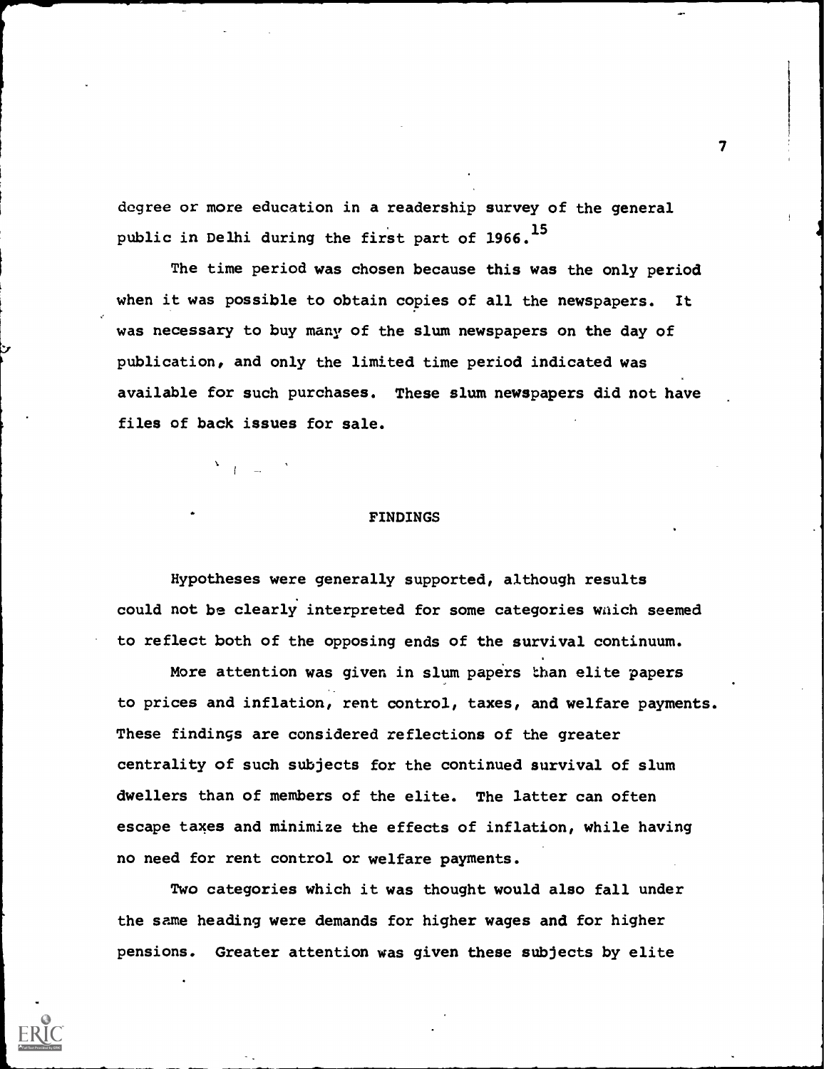degree or more education in a readership survey of the general public in Delhi during the first part of 1966.[15]

The time period was chosen because this was the only period when it was possible to obtain copies of all the newspapers. It was necessary to buy many of the slum newspapers on the day of publication, and only the limited time period indicated was available for such purchases. These slum newspapers did not have files of back issues for sale.

## FINDINGS

Hypotheses were generally supported, although results could not be clearly interpreted for some categories which seemed to reflect both of the opposing ends of the survival continuum.

More attention was given in slum papers than elite papers to prices and inflation, rent control, taxes, and welfare payments. These findings are considered reflections of the greater centrality of such subjects for the continued survival of slum dwellers than of members of the elite. The latter can often escape taxes and minimize the effects of inflation, while having no need for rent control or welfare payments.

Two categories which it was thought would also fall under the same heading were demands for higher wages and for higher pensions. Greater attention was given these subjects by elite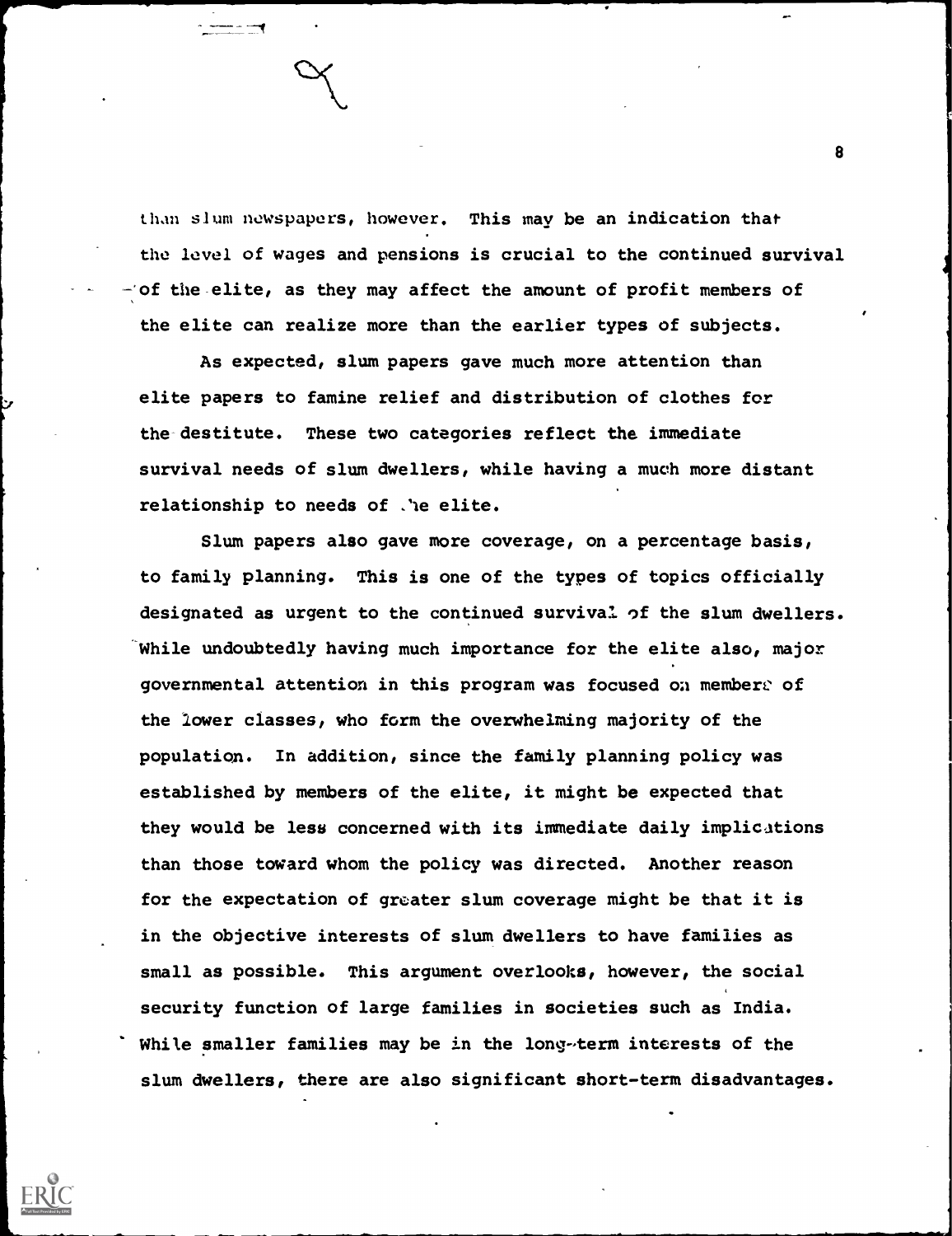than slum newspapers, however. This may be an indication that the level of wages and pensions is crucial to the continued survival of the elite, as they may affect the amount of profit members of the elite can realize more than the earlier types of subjects.

As expected, slum papers gave much more attention than elite papers to famine relief and distribution of clothes for the destitute. These two categories reflect the immediate survival needs of slum dwellers, while having a much more distant relationship to needs of the elite.

Slum papers also gave more coverage, on a percentage basis, to family planning. This is one of the types of topics officially designated as urgent to the continued survival of the slum dwellers. While undoubtedly having much importance for the elite also, major governmental attention in this program was focused on members of the lower classes, who form the overwhelming majority of the population. In addition, since the family planning policy was established by members of the elite, it might be expected that they would be less concerned with its immediate daily implications than those toward whom the policy was directed. Another reason for the expectation of greater slum coverage might be that it is in the objective interests of slum dwellers to have families as small as possible. This argument overlooks, however, the social security function of large families in societies such as India. While smaller families may be in the long-term interests of the slum dwellers, there are also significant short-term disadvantages.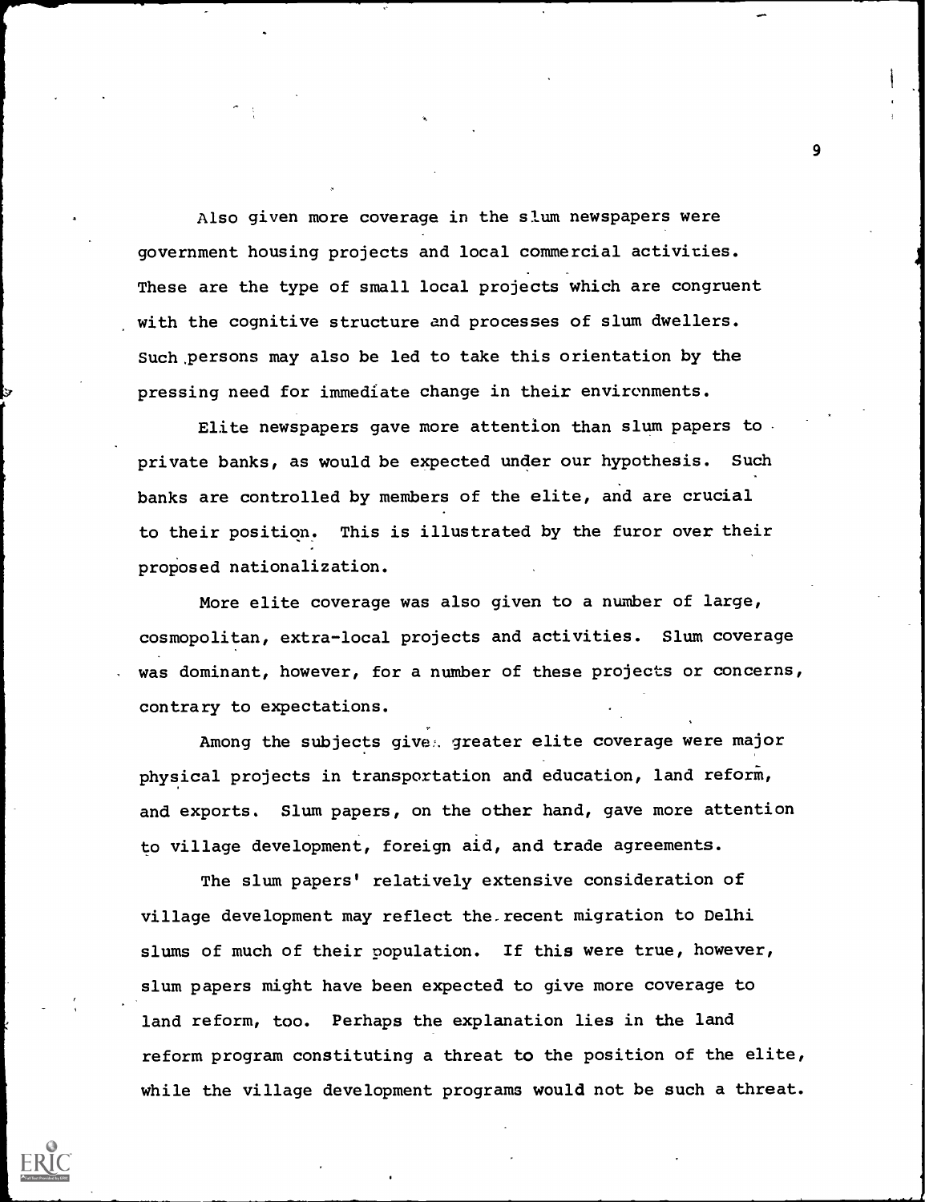Also given more coverage in the slum newspapers were government housing projects and local commercial activities. These are the type of small local projects which are congruent with the cognitive structure and processes of slum dwellers. Such persons may also be led to take this orientation by the pressing need for immediate change in their environments.

Elite newspapers gave more attention than slum papers to private banks, as would be expected under our hypothesis. Such banks are controlled by members of the elite, and are crucial to their position. This is illustrated by the furor over their proposed nationalization.

More elite coverage was also given to a number of large, cosmopolitan, extra-local projects and activities. Slum coverage was dominant, however, for a number of these projects or concerns, contrary to expectations.

Among the subjects given greater elite coverage were major physical projects in transportation and education, land reform, and exports. Slum papers, on the other hand, gave more attention to village development, foreign aid, and trade agreements.

The slum papers' relatively extensive consideration of village development may reflect the recent migration to Delhi slums of much of their population. If this were true, however, slum papers might have been expected to give more coverage to land reform, too. Perhaps the explanation lies in the land reform program constituting a threat to the position of the elite, while the village development programs would not be such a threat.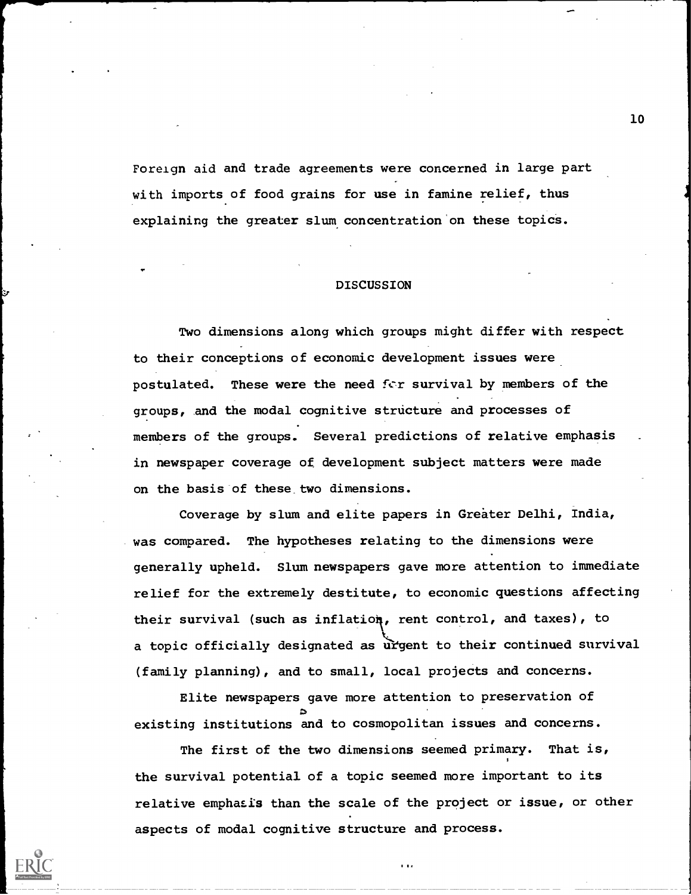Foreign aid and trade agreements were concerned in large part with imports of food grains for use in famine relief, thus explaining the greater slum concentration on these topics.

## DISCUSSION

Two dimensions along which groups might differ with respect to their conceptions of economic development issues were postulated. These were the need for survival by members of the groups, and the modal cognitive structure and processes of members of the groups. Several predictions of relative emphasis in newspaper coverage of development subject matters were made on the basis of these two dimensions.

Coverage by slum and elite papers in Greater Delhi, India, was compared. The hypotheses relating to the dimensions were generally upheld. Slum newspapers gave more attention to immediate relief for the extremely destitute, to economic questions affecting their survival (such as inflation, rent control, and taxes), to a topic officially designated as urgent to their continued survival (family planning), and to small, local projects and concerns.

Elite newspapers gave more attention to preservation of existing institutions and to cosmopolitan issues and concerns.

The first of the two dimensions seemed primary. That is, the survival potential of a topic seemed more important to its relative emphasis than the scale of the project or issue, or other aspects of modal cognitive structure and process.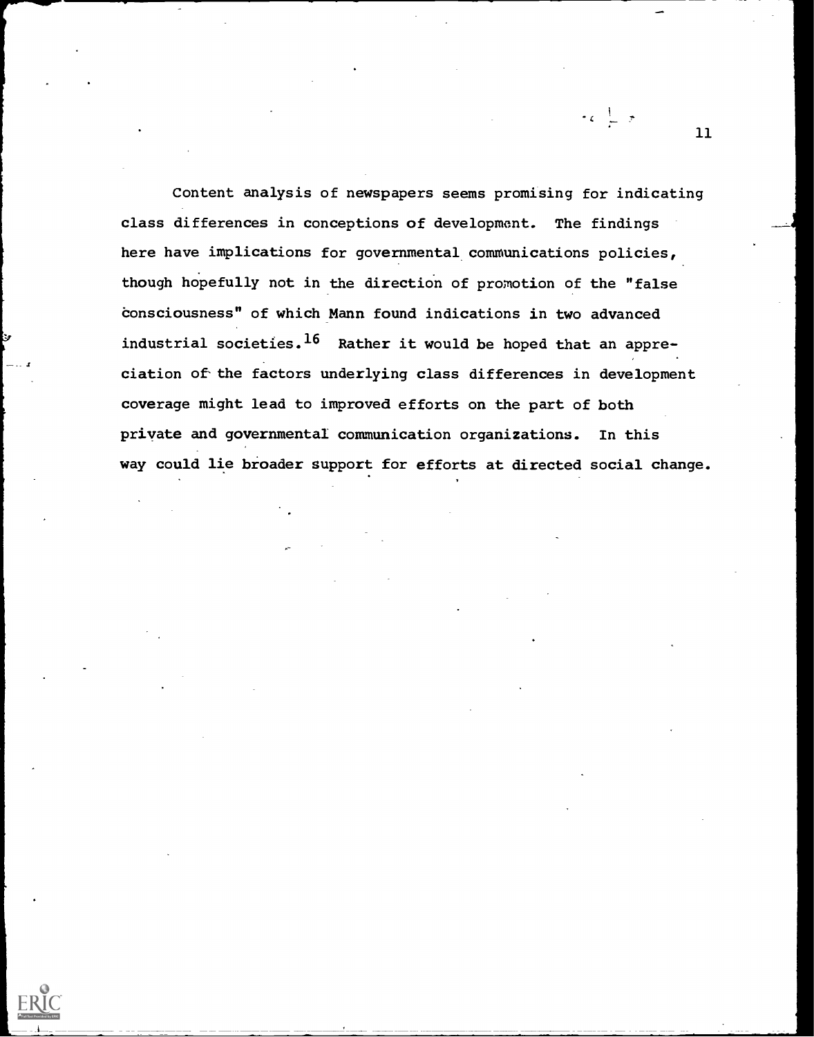Content analysis of newspapers seems promising for indicating class differences in conceptions of development. The findings here have implications for governmental communications policies, though hopefully not in the direction of promotion of the "false consciousness" of which Mann found indications in two advanced industrial societies.[16] Rather it would be hoped that an appreciation of the factors underlying class differences in development coverage might lead to improved efforts on the part of both private and governmental communication organizations. In this way could lie broader support for efforts at directed social change.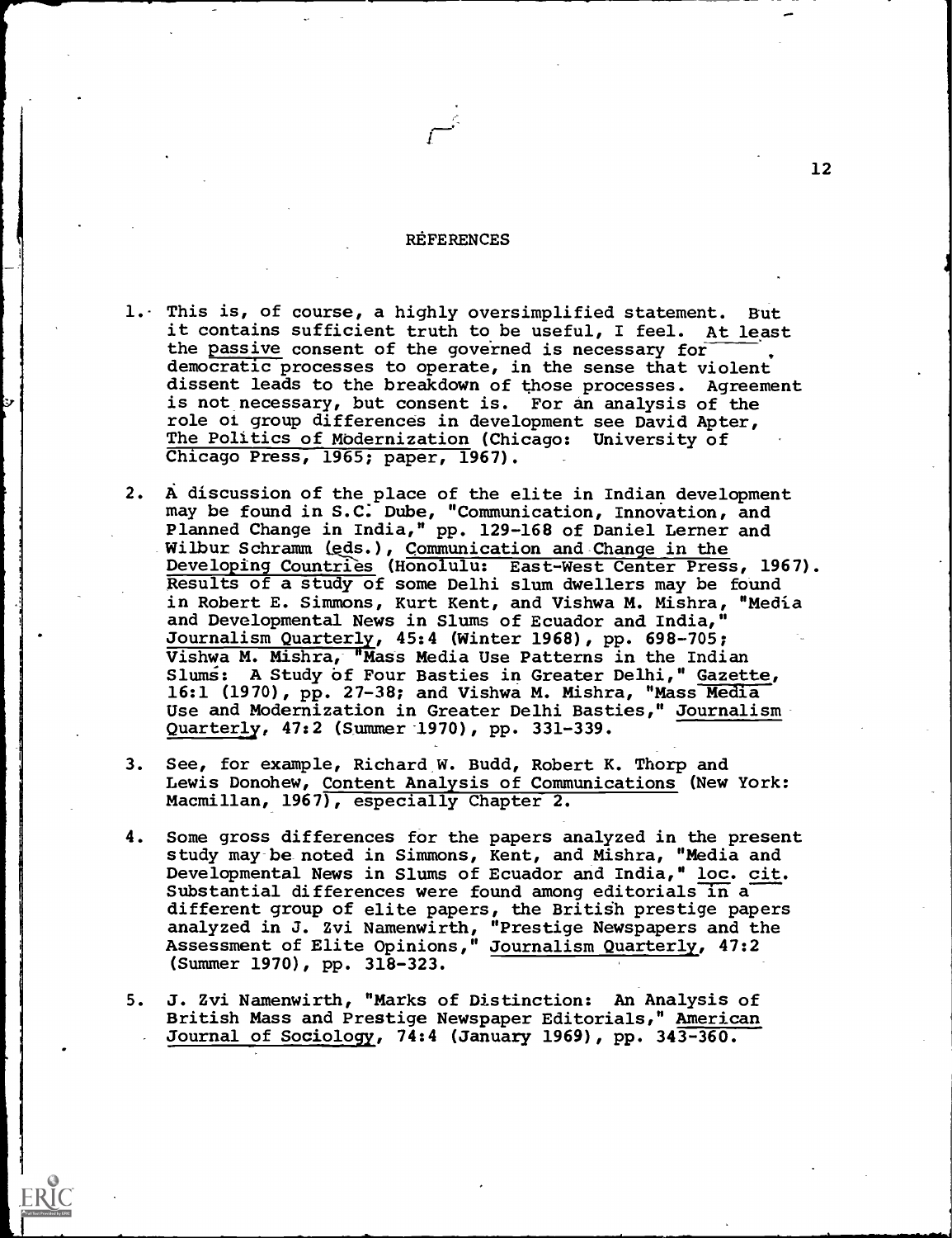## REFERENCES

1. This is, of course, a highly oversimplified statement. But it contains sufficient truth to be useful, I feel. At least the passive consent of the governed is necessary for democratic processes to operate, in the sense that violent dissent leads to the breakdown of those processes. Agreement is not necessary, but consent is. For an analysis of the role of group differences in development see David Apter, The Politics of Modernization (Chicago: University of Chicago Press, 1965; paper, 1967).

2. A discussion of the place of the elite in Indian development may be found in S.C. Dube, "Communication, Innovation, and Planned Change in India," pp. 129-168 of Daniel Lerner and Wilbur Schramm (eds.), Communication and Change in the Developing Countries (Honolulu: East-West Center Press, 1967). Results of a study of some Delhi slum dwellers may be found in Robert E. Simmons, Kurt Kent, and Vishwa M. Mishra, "Media and Developmental News in Slums of Ecuador and India," Journalism Quarterly, 45:4 (Winter 1968), pp. 698-705; Vishwa M. Mishra, "Mass Media Use Patterns in the Indian Slums: A Study of Four Basties in Greater Delhi," Gazette, 16:1 (1970), pp. 27-38; and Vishwa M. Mishra, "Mass Media Use and Modernization in Greater Delhi Basties," Journalism Quarterly, 47:2 (Summer 1970), pp. 331-339.

3. See, for example, Richard W. Budd, Robert K. Thorp and Lewis Donohew, Content Analysis of Communications (New York: Macmillan, 1967), especially Chapter 2.

4. Some gross differences for the papers analyzed in the present study may be noted in Simmons, Kent, and Mishra, "Media and Developmental News in Slums of Ecuador and India," loc. cit. Substantial differences were found among editorials in a different group of elite papers, the British prestige papers analyzed in J. Zvi Namenwirth, "Prestige Newspapers and the Assessment of Elite Opinions," Journalism Quarterly, 47:2 (Summer 1970), pp. 318-323.

5. J. Zvi Namenwirth, "Marks of Distinction: An Analysis of British Mass and Prestige Newspaper Editorials," American Journal of Sociology, 74:4 (January 1969), pp. 343-360.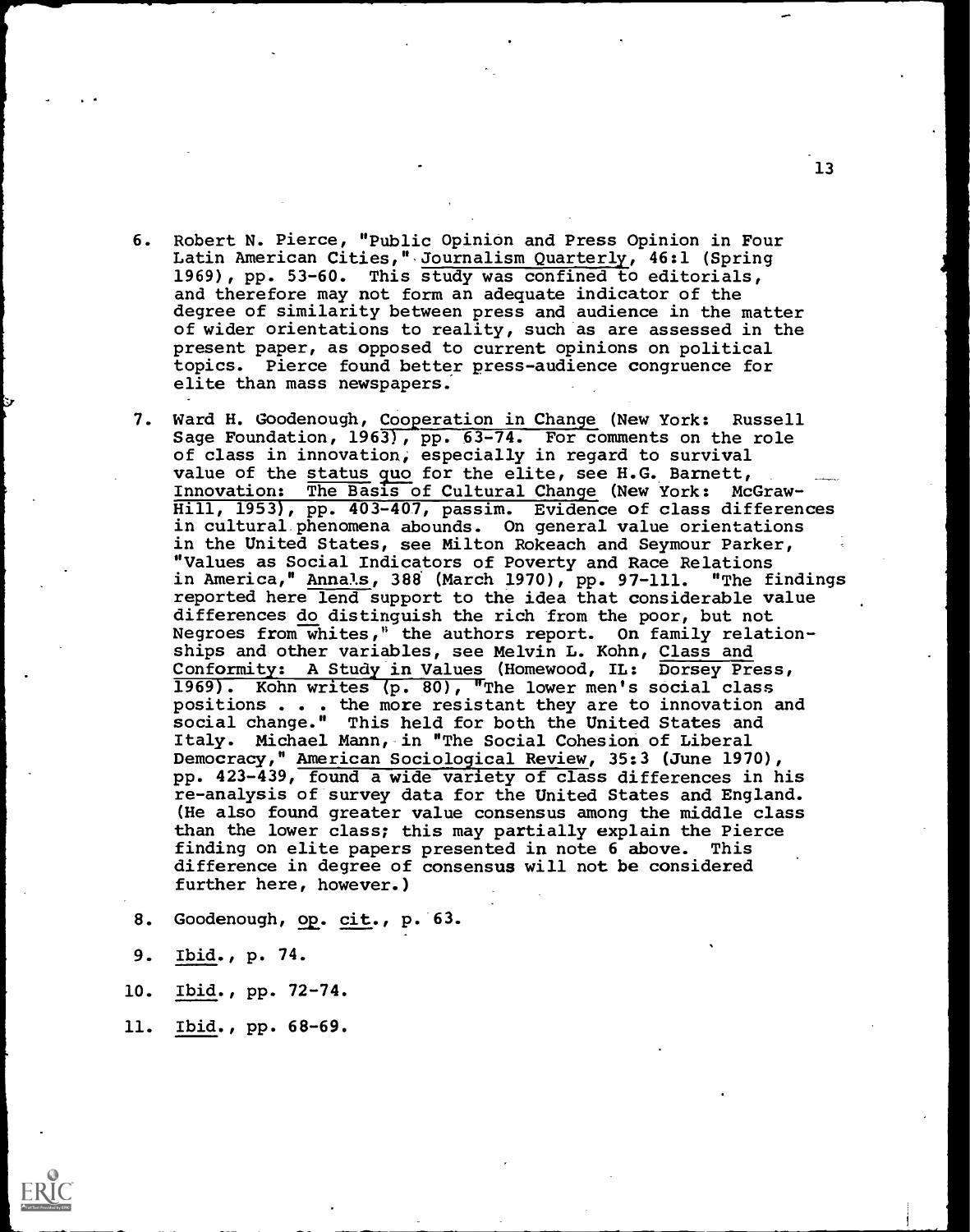6. Robert N. Pierce, "Public Opinion and Press Opinion in Four Latin American Cities," Journalism Quarterly, 46:1 (Spring 1969), pp. 53-60. This study was confined to editorials, and therefore may not form an adequate indicator of the degree of similarity between press and audience in the matter of wider orientations to reality, such as are assessed in the present paper, as opposed to current opinions on political topics. Pierce found better press-audience congruence for elite than mass newspapers.

7. Ward H. Goodenough, Cooperation in Change (New York: Russell Sage Foundation, 1963), pp. 63-74. For comments on the role of class in innovation, especially in regard to survival value of the status quo for the elite, see H.G. Barnett, Innovation: The Basis of Cultural Change (New York: McGraw-Hill, 1953), pp. 403-407, passim. Evidence of class differences in cultural phenomena abounds. On general value orientations in the United States, see Milton Rokeach and Seymour Parker, "Values as Social Indicators of Poverty and Race Relations in America," Annals, 388 (March 1970), pp. 97-111. "The findings reported here lend support to the idea that considerable value differences do distinguish the rich from the poor, but not Negroes from whites," the authors report. On family relationships and other variables, see Melvin L. Kohn, Class and Conformity: A Study in Values (Homewood, IL: Dorsey Press, 1969). Kohn writes (p. 80), "The lower men's social class positions . . . the more resistant they are to innovation and social change." This held for both the United States and Italy. Michael Mann, in "The Social Cohesion of Liberal Democracy," American Sociological Review, 35:3 (June 1970), pp. 423-439, found a wide variety of class differences in his re-analysis of survey data for the United States and England. (He also found greater value consensus among the middle class than the lower class; this may partially explain the Pierce finding on elite papers presented in note 6 above. This difference in degree of consensus will not be considered further here, however.)

8. Goodenough, op. cit., p. 63.

9. Ibid., p. 74.

10. Ibid., pp. 72-74.

11. Ibid., pp. 68-69.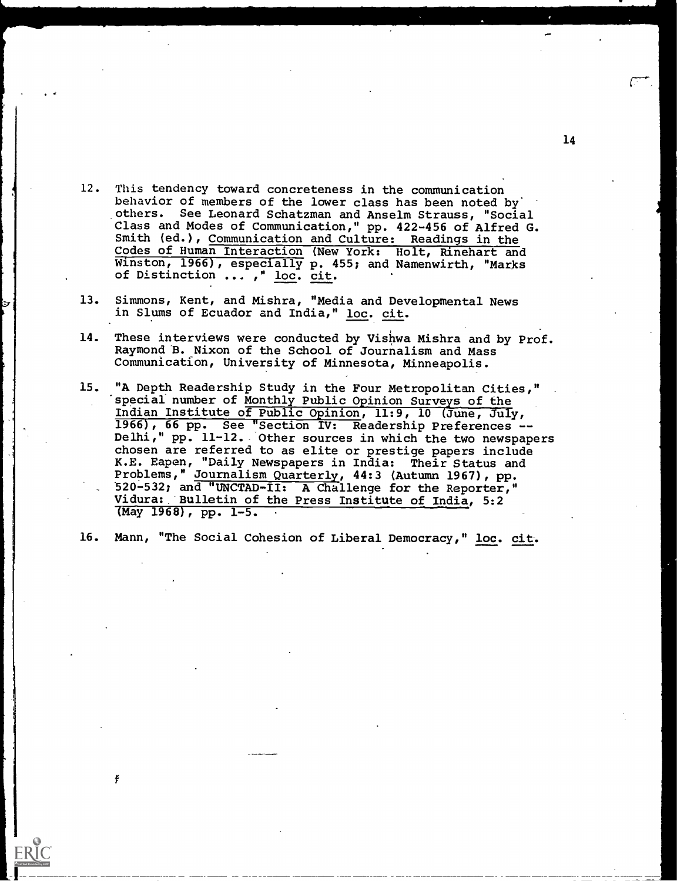12. This tendency toward concreteness in the communication behavior of members of the lower class has been noted by others. See Leonard Schatzman and Anselm Strauss, "Social Class and Modes of Communication," pp. 422-456 of Alfred G. Smith (ed.), Communication and Culture: Readings in the Codes of Human Interaction (New York: Holt, Rinehart and Winston, 1966), especially p. 455; and Namenwirth, "Marks of Distinction ... ," loc. cit.

13. Simmons, Kent, and Mishra, "Media and Developmental News in Slums of Ecuador and India," loc. cit.

14. These interviews were conducted by Vishwa Mishra and by Prof. Raymond B. Nixon of the School of Journalism and Mass Communication, University of Minnesota, Minneapolis.

15. "A Depth Readership Study in the Four Metropolitan Cities," special number of Monthly Public Opinion Surveys of the Indian Institute of Public Opinion, 11:9, 10 (June, July, 1966), 66 pp. See "Section IV: Readership Preferences -- Delhi," pp. 11-12. Other sources in which the two newspapers chosen are referred to as elite or prestige papers include K.E. Eapen, "Daily Newspapers in India: Their Status and Problems," Journalism Quarterly, 44:3 (Autumn 1967), pp. 520-532; and "UNCTAD-II: A Challenge for the Reporter," Vidura: Bulletin of the Press Institute of India, 5:2 (May 1968), pp. 1-5.

16. Mann, "The Social Cohesion of Liberal Democracy," loc. cit.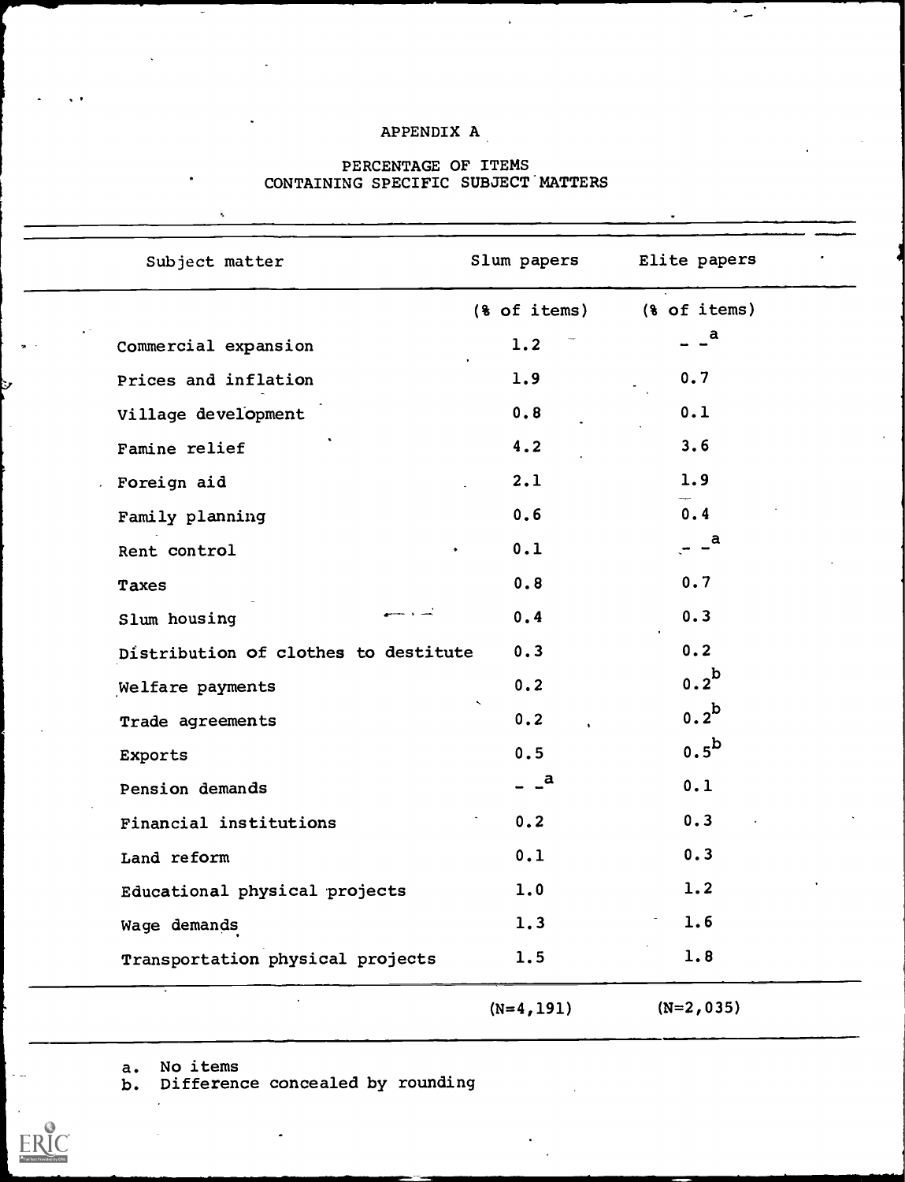# APPENDIX A

## PERCENTAGE OF ITEMS CONTAINING SPECIFIC SUBJECT MATTERS

| Subject matter | Slum papers | Elite papers |
|---|---|---|
| | (% of items) | (% of items) |
| Commercial expansion | 1.2 | - -[a] |
| Prices and inflation | 1.9 | 0.7 |
| Village development | 0.8 | 0.1 |
| Famine relief | 4.2 | 3.6 |
| Foreign aid | 2.1 | 1.9 |
| Family planning | 0.6 | 0.4 |
| Rent control | 0.1 | - -[a] |
| Taxes | 0.8 | 0.7 |
| Slum housing | 0.4 | 0.3 |
| Distribution of clothes to destitute | 0.3 | 0.2 |
| Welfare payments | 0.2 | 0.2[b] |
| Trade agreements | 0.2 | 0.2[b] |
| Exports | 0.5 | 0.5[b] |
| Pension demands | - -[a] | 0.1 |
| Financial institutions | 0.2 | 0.3 |
| Land reform | 0.1 | 0.3 |
| Educational physical projects | 1.0 | 1.2 |
| Wage demands | 1.3 | 1.6 |
| Transportation physical projects | 1.5 | 1.8 |
| | (N=4,191) | (N=2,035) |

a. No items
b. Difference concealed by rounding